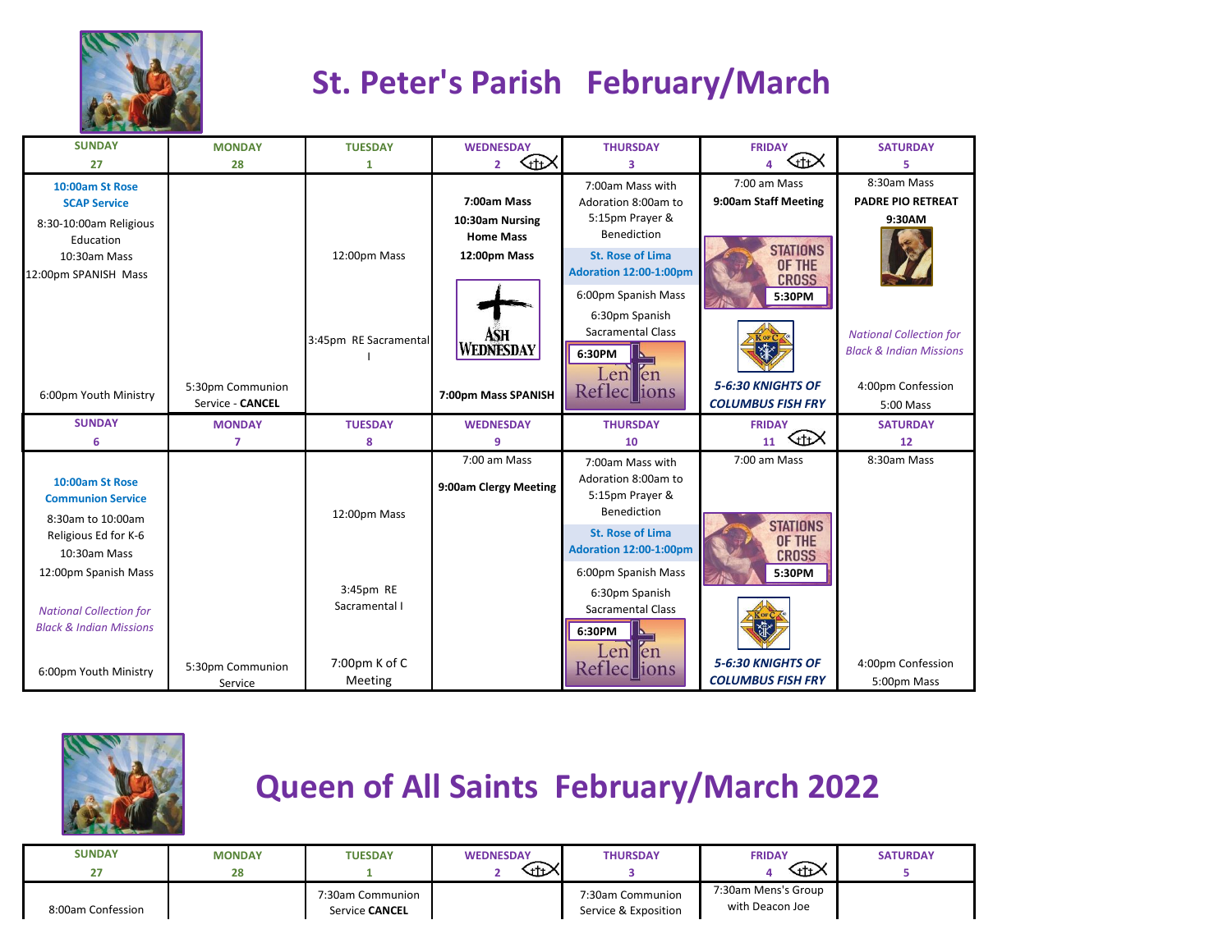# St. Peter's Parish February/March

| SUNDAY 27 | MONDAY 28 | TUESDAY 1 | WEDNESDAY 2 | THURSDAY 3 | FRIDAY 4 | SATURDAY 5 |
|---|---|---|---|---|---|---|
| **10:00am St Rose SCAP Service** 8:30-10:00am Religious Education 10:30am Mass 12:00pm SPANISH Mass 6:00pm Youth Ministry | 5:30pm Communion Service - **CANCEL** | 12:00pm Mass 3:45pm RE Sacramental I | **7:00am Mass** **10:30am Nursing Home Mass** **12:00pm Mass** ASH WEDNESDAY **7:00pm Mass SPANISH** | 7:00am Mass with Adoration 8:00am to 5:15pm Prayer & Benediction **St. Rose of Lima Adoration 12:00-1:00pm** 6:00pm Spanish Mass 6:30pm Spanish Sacramental Class **6:30PM** Lenten Reflections | 7:00 am Mass **9:00am Staff Meeting** STATIONS OF THE CROSS **5:30PM** ***5-6:30 KNIGHTS OF COLUMBUS FISH FRY*** | 8:30am Mass **PADRE PIO RETREAT 9:30AM** *National Collection for Black & Indian Missions* 4:00pm Confession 5:00 Mass |
| **SUNDAY 6** | **MONDAY 7** | **TUESDAY 8** | **WEDNESDAY 9** | **THURSDAY 10** | **FRIDAY 11** | **SATURDAY 12** |
| **10:00am St Rose Communion Service** 8:30am to 10:00am Religious Ed for K-6 10:30am Mass 12:00pm Spanish Mass *National Collection for Black & Indian Missions* 6:00pm Youth Ministry | 5:30pm Communion Service | 12:00pm Mass 3:45pm RE Sacramental I 7:00pm K of C Meeting | 7:00 am Mass **9:00am Clergy Meeting** | 7:00am Mass with Adoration 8:00am to 5:15pm Prayer & Benediction **St. Rose of Lima Adoration 12:00-1:00pm** 6:00pm Spanish Mass 6:30pm Spanish Sacramental Class **6:30PM** Lenten Reflections | 7:00 am Mass STATIONS OF THE CROSS **5:30PM** ***5-6:30 KNIGHTS OF COLUMBUS FISH FRY*** | 8:30am Mass 4:00pm Confession 5:00pm Mass |

# Queen of All Saints February/March 2022

| SUNDAY 27 | MONDAY 28 | TUESDAY 1 | WEDNESDAY 2 | THURSDAY 3 | FRIDAY 4 | SATURDAY 5 |
|---|---|---|---|---|---|---|
| 8:00am Confession | | 7:30am Communion Service **CANCEL** | | 7:30am Communion Service & Exposition | 7:30am Mens's Group with Deacon Joe | |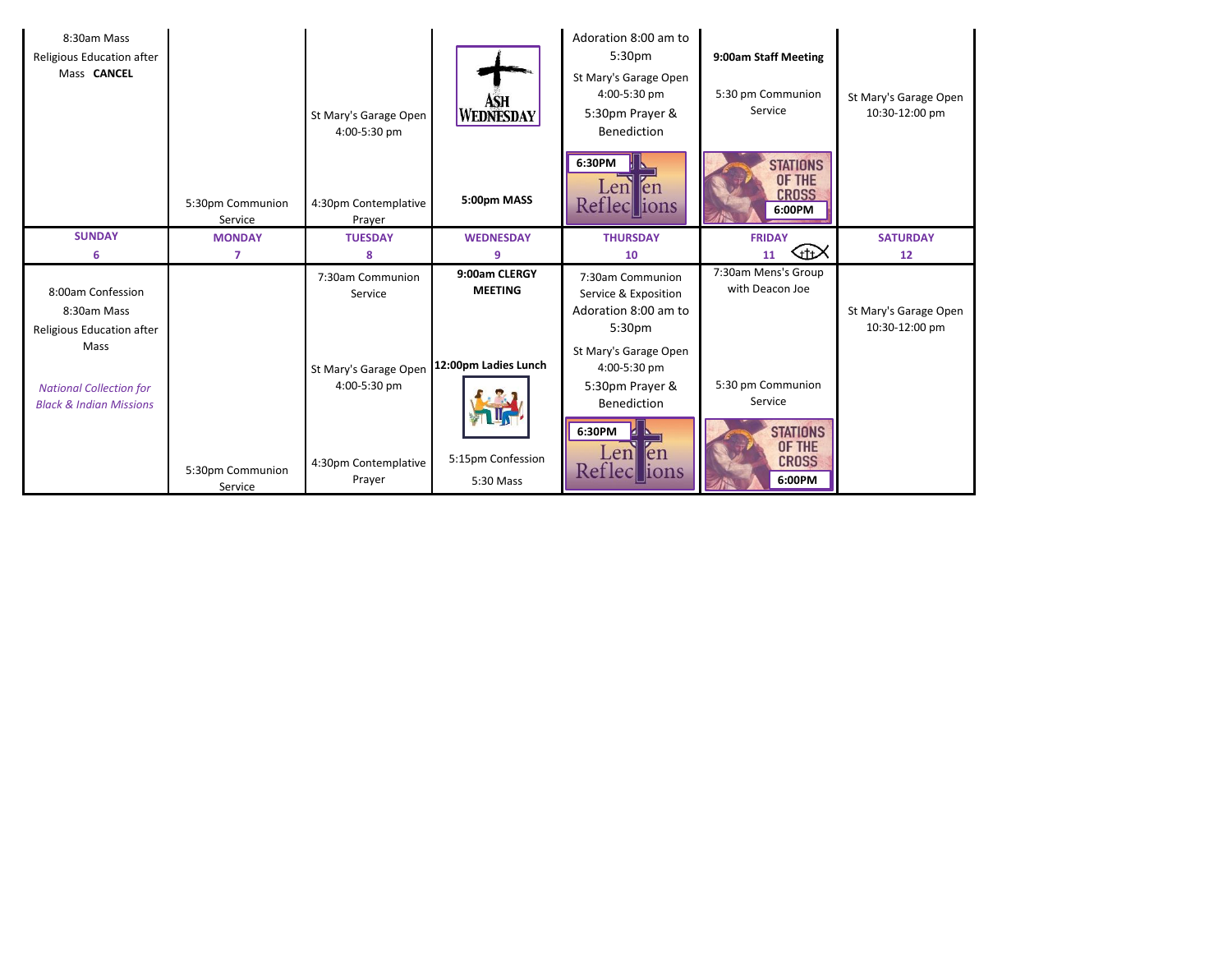| | | | | | | |
|---|---|---|---|---|---|---|
| 8:30am Mass<br>Religious Education after Mass **CANCEL** | 5:30pm Communion Service | St Mary's Garage Open 4:00-5:30 pm<br>4:30pm Contemplative Prayer | ASH WEDNESDAY<br>**5:00pm MASS** | Adoration 8:00 am to 5:30pm<br>St Mary's Garage Open 4:00-5:30 pm<br>5:30pm Prayer & Benediction<br>**6:30PM** Lenten Reflections | **9:00am Staff Meeting**<br>5:30 pm Communion Service<br>STATIONS OF THE CROSS **6:00PM** | St Mary's Garage Open 10:30-12:00 pm |
| **SUNDAY 6** | **MONDAY 7** | **TUESDAY 8** | **WEDNESDAY 9** | **THURSDAY 10** | **FRIDAY 11** | **SATURDAY 12** |
| 8:00am Confession<br>8:30am Mass<br>Religious Education after Mass<br>*National Collection for Black & Indian Missions* | 5:30pm Communion Service | 7:30am Communion Service<br>St Mary's Garage Open 4:00-5:30 pm<br>4:30pm Contemplative Prayer | **9:00am CLERGY MEETING**<br>**12:00pm Ladies Lunch**<br>5:15pm Confession<br>5:30 Mass | 7:30am Communion Service & Exposition<br>Adoration 8:00 am to 5:30pm<br>St Mary's Garage Open 4:00-5:30 pm<br>5:30pm Prayer & Benediction<br>**6:30PM** Lenten Reflections | 7:30am Mens's Group with Deacon Joe<br>5:30 pm Communion Service<br>STATIONS OF THE CROSS **6:00PM** | St Mary's Garage Open 10:30-12:00 pm |